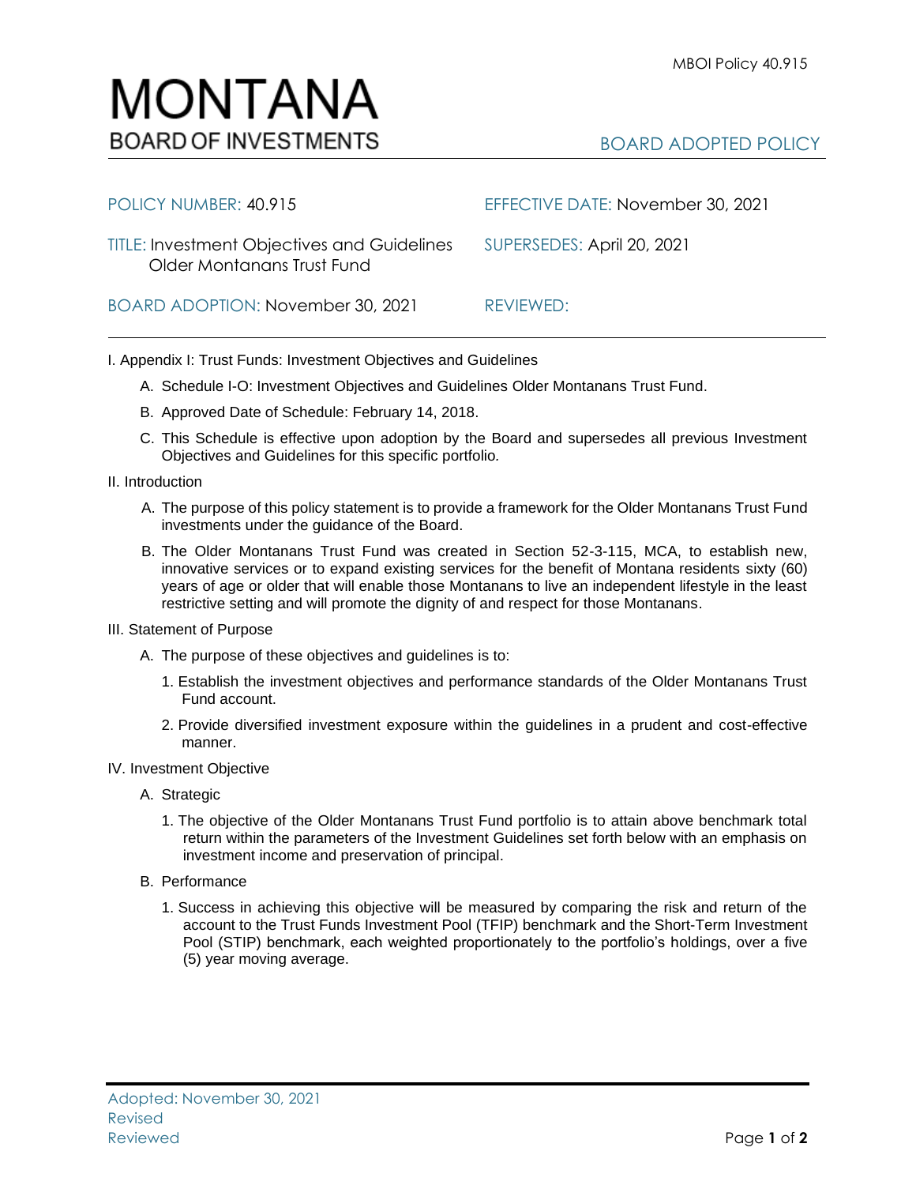# MONTANA
BOARD OF INVESTMENTS

BOARD ADOPTED POLICY

| | |
|---|---|
| POLICY NUMBER: 40.915 | EFFECTIVE DATE: November 30, 2021 |
| TITLE: Investment Objectives and Guidelines Older Montanans Trust Fund | SUPERSEDES: April 20, 2021 |
| BOARD ADOPTION: November 30, 2021 | REVIEWED: |

I. Appendix I: Trust Funds: Investment Objectives and Guidelines

A. Schedule I-O: Investment Objectives and Guidelines Older Montanans Trust Fund.

B. Approved Date of Schedule: February 14, 2018.

C. This Schedule is effective upon adoption by the Board and supersedes all previous Investment Objectives and Guidelines for this specific portfolio.

II. Introduction

A. The purpose of this policy statement is to provide a framework for the Older Montanans Trust Fund investments under the guidance of the Board.

B. The Older Montanans Trust Fund was created in Section 52-3-115, MCA, to establish new, innovative services or to expand existing services for the benefit of Montana residents sixty (60) years of age or older that will enable those Montanans to live an independent lifestyle in the least restrictive setting and will promote the dignity of and respect for those Montanans.

III. Statement of Purpose

A. The purpose of these objectives and guidelines is to:

1. Establish the investment objectives and performance standards of the Older Montanans Trust Fund account.

2. Provide diversified investment exposure within the guidelines in a prudent and cost-effective manner.

IV. Investment Objective

A. Strategic

1. The objective of the Older Montanans Trust Fund portfolio is to attain above benchmark total return within the parameters of the Investment Guidelines set forth below with an emphasis on investment income and preservation of principal.

B. Performance

1. Success in achieving this objective will be measured by comparing the risk and return of the account to the Trust Funds Investment Pool (TFIP) benchmark and the Short-Term Investment Pool (STIP) benchmark, each weighted proportionately to the portfolio's holdings, over a five (5) year moving average.

Adopted: November 30, 2021
Revised
Reviewed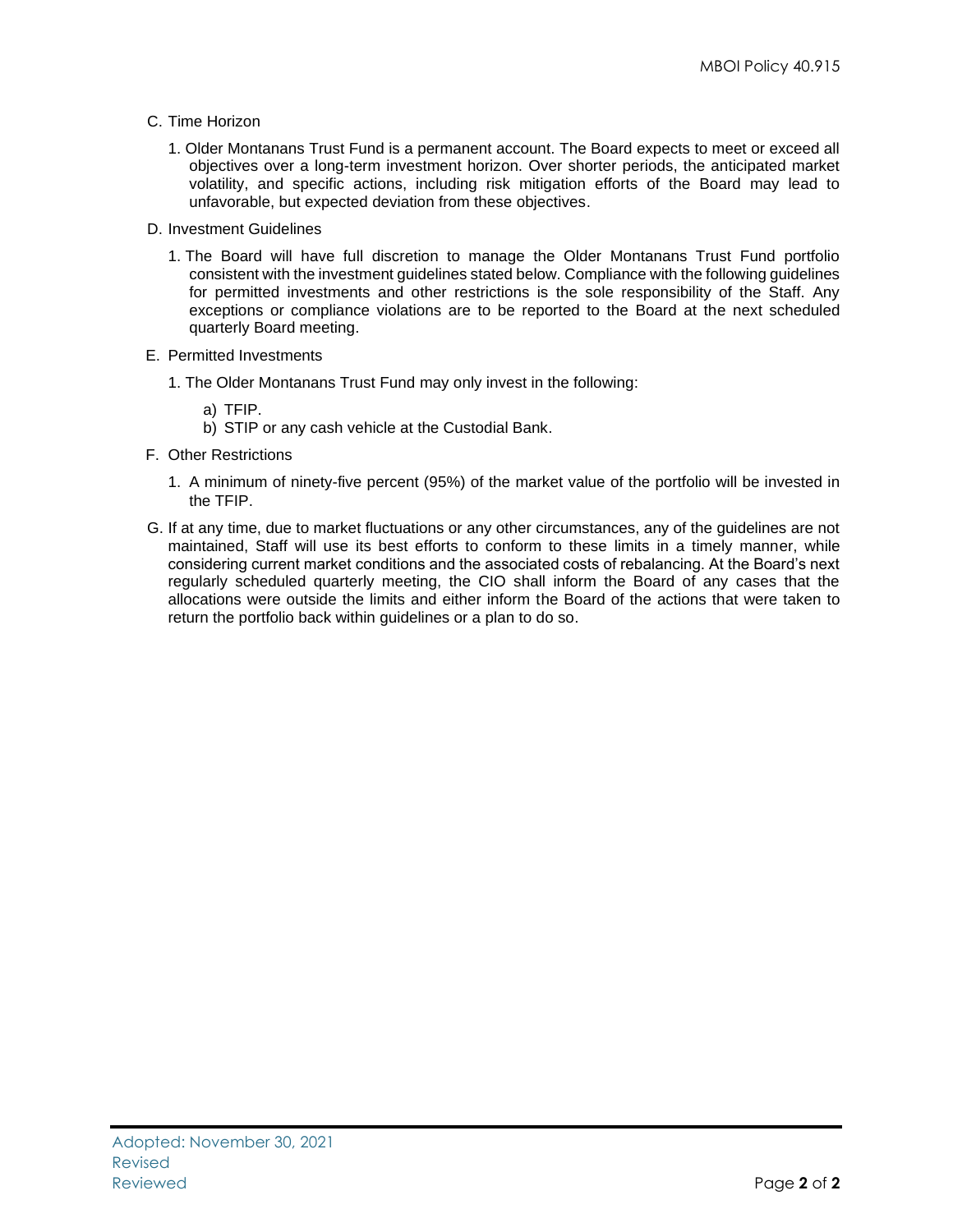C. Time Horizon

1. Older Montanans Trust Fund is a permanent account. The Board expects to meet or exceed all objectives over a long-term investment horizon. Over shorter periods, the anticipated market volatility, and specific actions, including risk mitigation efforts of the Board may lead to unfavorable, but expected deviation from these objectives.

D. Investment Guidelines

1. The Board will have full discretion to manage the Older Montanans Trust Fund portfolio consistent with the investment guidelines stated below. Compliance with the following guidelines for permitted investments and other restrictions is the sole responsibility of the Staff. Any exceptions or compliance violations are to be reported to the Board at the next scheduled quarterly Board meeting.

E. Permitted Investments

1. The Older Montanans Trust Fund may only invest in the following:

   a) TFIP.
   b) STIP or any cash vehicle at the Custodial Bank.

F. Other Restrictions

1. A minimum of ninety-five percent (95%) of the market value of the portfolio will be invested in the TFIP.

G. If at any time, due to market fluctuations or any other circumstances, any of the guidelines are not maintained, Staff will use its best efforts to conform to these limits in a timely manner, while considering current market conditions and the associated costs of rebalancing. At the Board's next regularly scheduled quarterly meeting, the CIO shall inform the Board of any cases that the allocations were outside the limits and either inform the Board of the actions that were taken to return the portfolio back within guidelines or a plan to do so.

Adopted: November 30, 2021
Revised
Reviewed